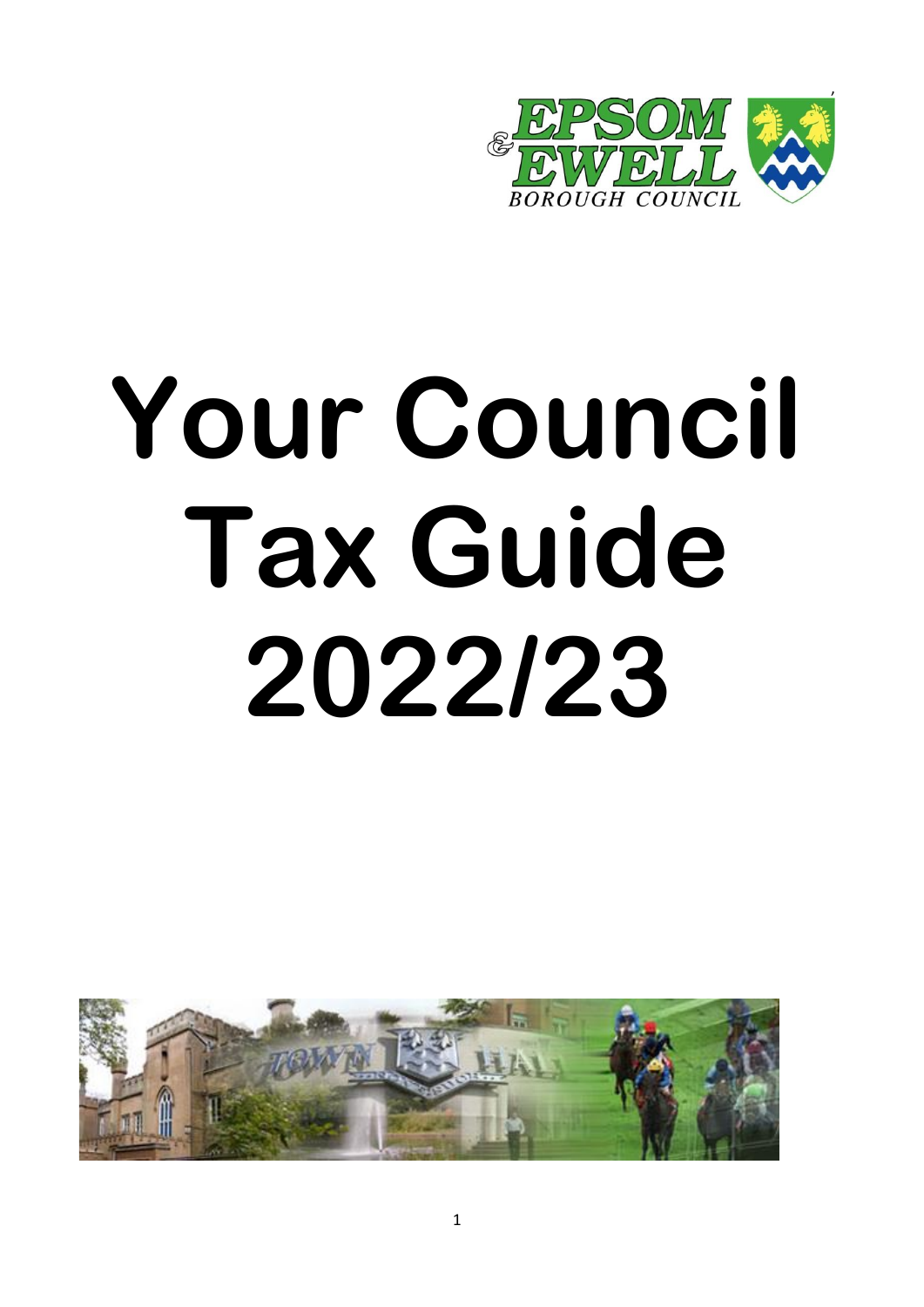# Your Council Tax Guide 2022/23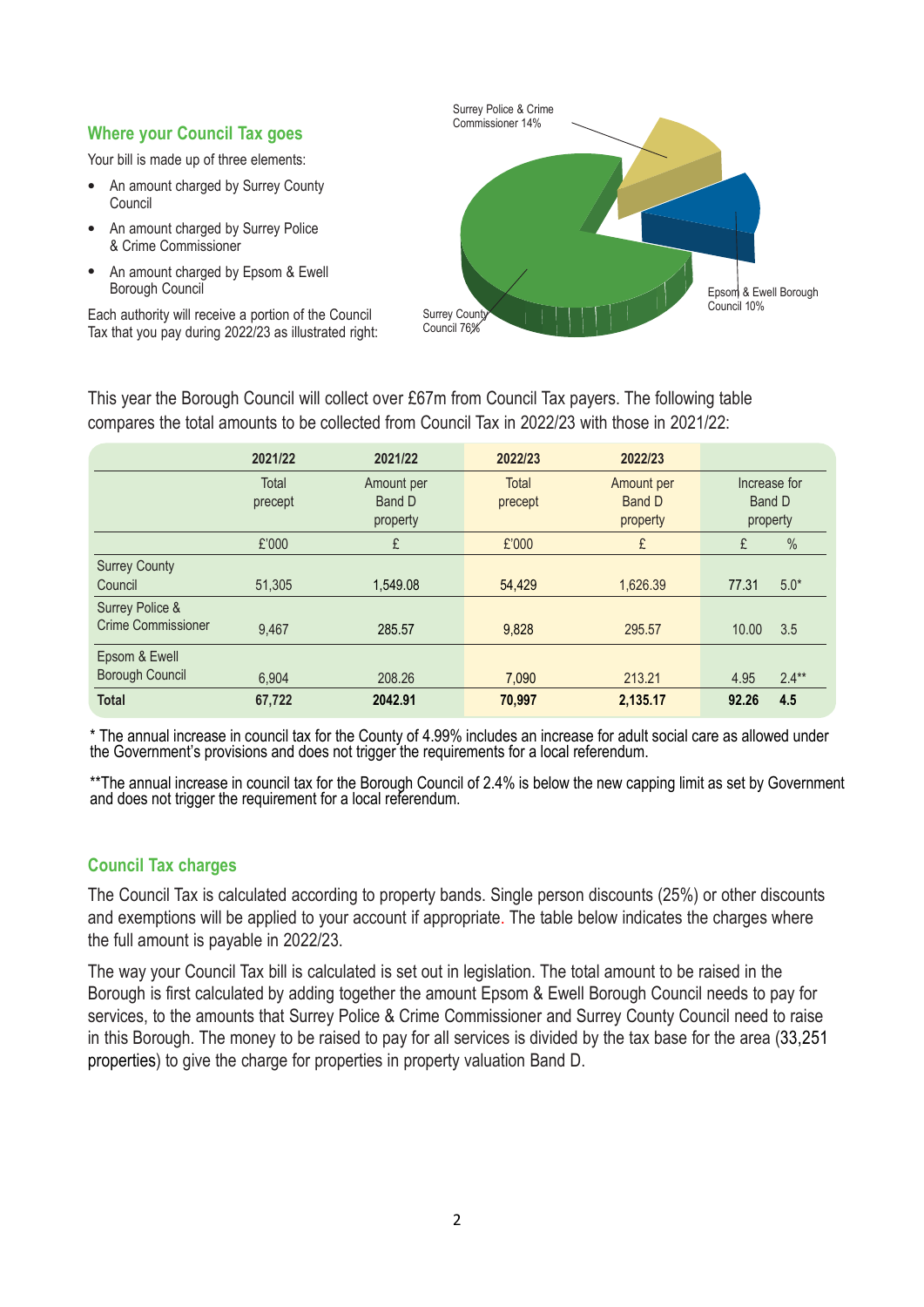## Where your Council Tax goes

Your bill is made up of three elements:

- An amount charged by Surrey County Council
- An amount charged by Surrey Police & Crime Commissioner
- An amount charged by Epsom & Ewell Borough Council

Each authority will receive a portion of the Council Tax that you pay during 2022/23 as illustrated right:

Surrey Police & Crime Commissioner 14%

Epsom & Ewell Borough Council 10%

Surrey County Council 76%

This year the Borough Council will collect over £67m from Council Tax payers. The following table compares the total amounts to be collected from Council Tax in 2022/23 with those in 2021/22:

| | 2021/22 | 2021/22 | 2022/23 | 2022/23 | | |
|---|---|---|---|---|---|---|
| | Total precept | Amount per Band D property | Total precept | Amount per Band D property | Increase for Band D property | |
| | £'000 | £ | £'000 | £ | £ | % |
| Surrey County Council | 51,305 | 1,549.08 | 54,429 | 1,626.39 | 77.31 | 5.0* |
| Surrey Police & Crime Commissioner | 9,467 | 285.57 | 9,828 | 295.57 | 10.00 | 3.5 |
| Epsom & Ewell Borough Council | 6,904 | 208.26 | 7,090 | 213.21 | 4.95 | 2.4** |
| **Total** | **67,722** | **2042.91** | **70,997** | **2,135.17** | **92.26** | **4.5** |

* The annual increase in council tax for the County of 4.99% includes an increase for adult social care as allowed under the Government's provisions and does not trigger the requirements for a local referendum.

**The annual increase in council tax for the Borough Council of 2.4% is below the new capping limit as set by Government and does not trigger the requirement for a local referendum.

## Council Tax charges

The Council Tax is calculated according to property bands. Single person discounts (25%) or other discounts and exemptions will be applied to your account if appropriate. The table below indicates the charges where the full amount is payable in 2022/23.

The way your Council Tax bill is calculated is set out in legislation. The total amount to be raised in the Borough is first calculated by adding together the amount Epsom & Ewell Borough Council needs to pay for services, to the amounts that Surrey Police & Crime Commissioner and Surrey County Council need to raise in this Borough. The money to be raised to pay for all services is divided by the tax base for the area (33,251 properties) to give the charge for properties in property valuation Band D.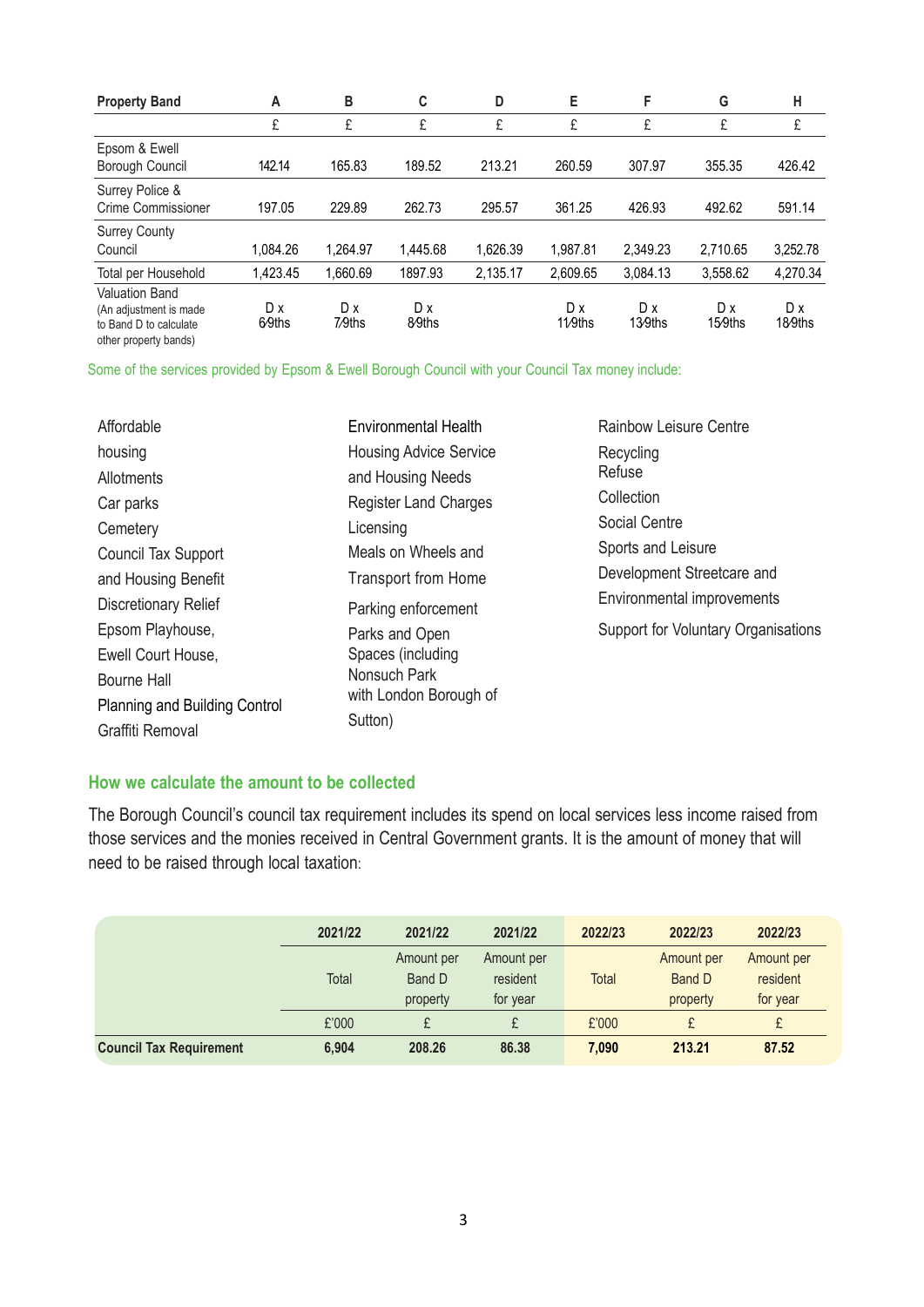| Property Band | A | B | C | D | E | F | G | H |
|---|---|---|---|---|---|---|---|---|
| | £ | £ | £ | £ | £ | £ | £ | £ |
| Epsom & Ewell Borough Council | 142.14 | 165.83 | 189.52 | 213.21 | 260.59 | 307.97 | 355.35 | 426.42 |
| Surrey Police & Crime Commissioner | 197.05 | 229.89 | 262.73 | 295.57 | 361.25 | 426.93 | 492.62 | 591.14 |
| Surrey County Council | 1,084.26 | 1,264.97 | 1,445.68 | 1,626.39 | 1,987.81 | 2,349.23 | 2,710.65 | 3,252.78 |
| Total per Household | 1,423.45 | 1,660.69 | 1897.93 | 2,135.17 | 2,609.65 | 3,084.13 | 3,558.62 | 4,270.34 |
| Valuation Band (An adjustment is made to Band D to calculate other property bands) | D x 6⁄9ths | D x 7⁄9ths | D x 8⁄9ths | | D x 11⁄9ths | D x 13⁄9ths | D x 15⁄9ths | D x 18⁄9ths |

Some of the services provided by Epsom & Ewell Borough Council with your Council Tax money include:

- Affordable housing
- Allotments
- Car parks
- Cemetery
- Council Tax Support and Housing Benefit
- Discretionary Relief
- Epsom Playhouse,
- Ewell Court House,
- Bourne Hall
- Planning and Building Control
- Graffiti Removal
- Environmental Health
- Housing Advice Service and Housing Needs
- Register Land Charges
- Licensing
- Meals on Wheels and Transport from Home
- Parking enforcement
- Parks and Open Spaces (including Nonsuch Park with London Borough of Sutton)
- Rainbow Leisure Centre
- Recycling Refuse Collection
- Social Centre
- Sports and Leisure
- Development Streetcare and Environmental improvements
- Support for Voluntary Organisations

## How we calculate the amount to be collected

The Borough Council's council tax requirement includes its spend on local services less income raised from those services and the monies received in Central Government grants. It is the amount of money that will need to be raised through local taxation:

| | 2021/22 | 2021/22 | 2021/22 | 2022/23 | 2022/23 | 2022/23 |
|---|---|---|---|---|---|---|
| | Total | Amount per Band D property | Amount per resident for year | Total | Amount per Band D property | Amount per resident for year |
| | £'000 | £ | £ | £'000 | £ | £ |
| **Council Tax Requirement** | **6,904** | **208.26** | **86.38** | **7,090** | **213.21** | **87.52** |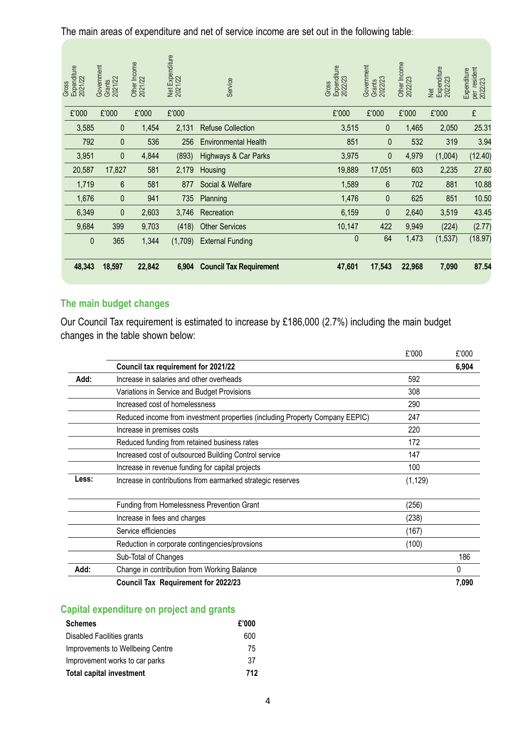The main areas of expenditure and net of service income are set out in the following table:

| Gross Expenditure 2021/22 | Government Grants 2021/22 | Other Income 2021/22 | Net Expenditure 2021/22 | Service | Gross Expenditure 2022/23 | Government Grants 2022/23 | Other Income 2022/23 | Net Expenditure 2022/23 | Expenditure per resident 2022/23 |
|---|---|---|---|---|---|---|---|---|---|
| £'000 | £'000 | £'000 | £'000 | | £'000 | £'000 | £'000 | £'000 | £ |
| 3,585 | 0 | 1,454 | 2,131 | Refuse Collection | 3,515 | 0 | 1,465 | 2,050 | 25.31 |
| 792 | 0 | 536 | 256 | Environmental Health | 851 | 0 | 532 | 319 | 3.94 |
| 3,951 | 0 | 4,844 | (893) | Highways & Car Parks | 3,975 | 0 | 4,979 | (1,004) | (12.40) |
| 20,587 | 17,827 | 581 | 2,179 | Housing | 19,889 | 17,051 | 603 | 2,235 | 27.60 |
| 1,719 | 6 | 581 | 877 | Social & Welfare | 1,589 | 6 | 702 | 881 | 10.88 |
| 1,676 | 0 | 941 | 735 | Planning | 1,476 | 0 | 625 | 851 | 10.50 |
| 6,349 | 0 | 2,603 | 3,746 | Recreation | 6,159 | 0 | 2,640 | 3,519 | 43.45 |
| 9,684 | 399 | 9,703 | (418) | Other Services | 10,147 | 422 | 9,949 | (224) | (2.77) |
| 0 | 365 | 1,344 | (1,709) | External Funding | 0 | 64 | 1,473 | (1,537) | (18.97) |
| **48,343** | **18,597** | **22,842** | **6,904** | **Council Tax Requirement** | **47,601** | **17,543** | **22,968** | **7,090** | **87.54** |

## The main budget changes

Our Council Tax requirement is estimated to increase by £186,000 (2.7%) including the main budget changes in the table shown below:

| | | £'000 | £'000 |
|---|---|---|---|
| | **Council tax requirement for 2021/22** | | **6,904** |
| **Add:** | Increase in salaries and other overheads | 592 | |
| | Variations in Service and Budget Provisions | 308 | |
| | Increased cost of homelessness | 290 | |
| | Reduced income from investment properties (including Property Company EEPIC) | 247 | |
| | Increase in premises costs | 220 | |
| | Reduced funding from retained business rates | 172 | |
| | Increased cost of outsourced Building Control service | 147 | |
| | Increase in revenue funding for capital projects | 100 | |
| **Less:** | Increase in contributions from earmarked strategic reserves | (1,129) | |
| | Funding from Homelessness Prevention Grant | (256) | |
| | Increase in fees and charges | (238) | |
| | Service efficiencies | (167) | |
| | Reduction in corporate contingencies/provsions | (100) | |
| | Sub-Total of Changes | | 186 |
| **Add:** | Change in contribution from Working Balance | | 0 |
| | **Council Tax Requirement for 2022/23** | | **7,090** |

## Capital expenditure on project and grants

| **Schemes** | **£'000** |
|---|---|
| Disabled Facilities grants | 600 |
| Improvements to Wellbeing Centre | 75 |
| Improvement works to car parks | 37 |
| **Total capital investment** | **712** |